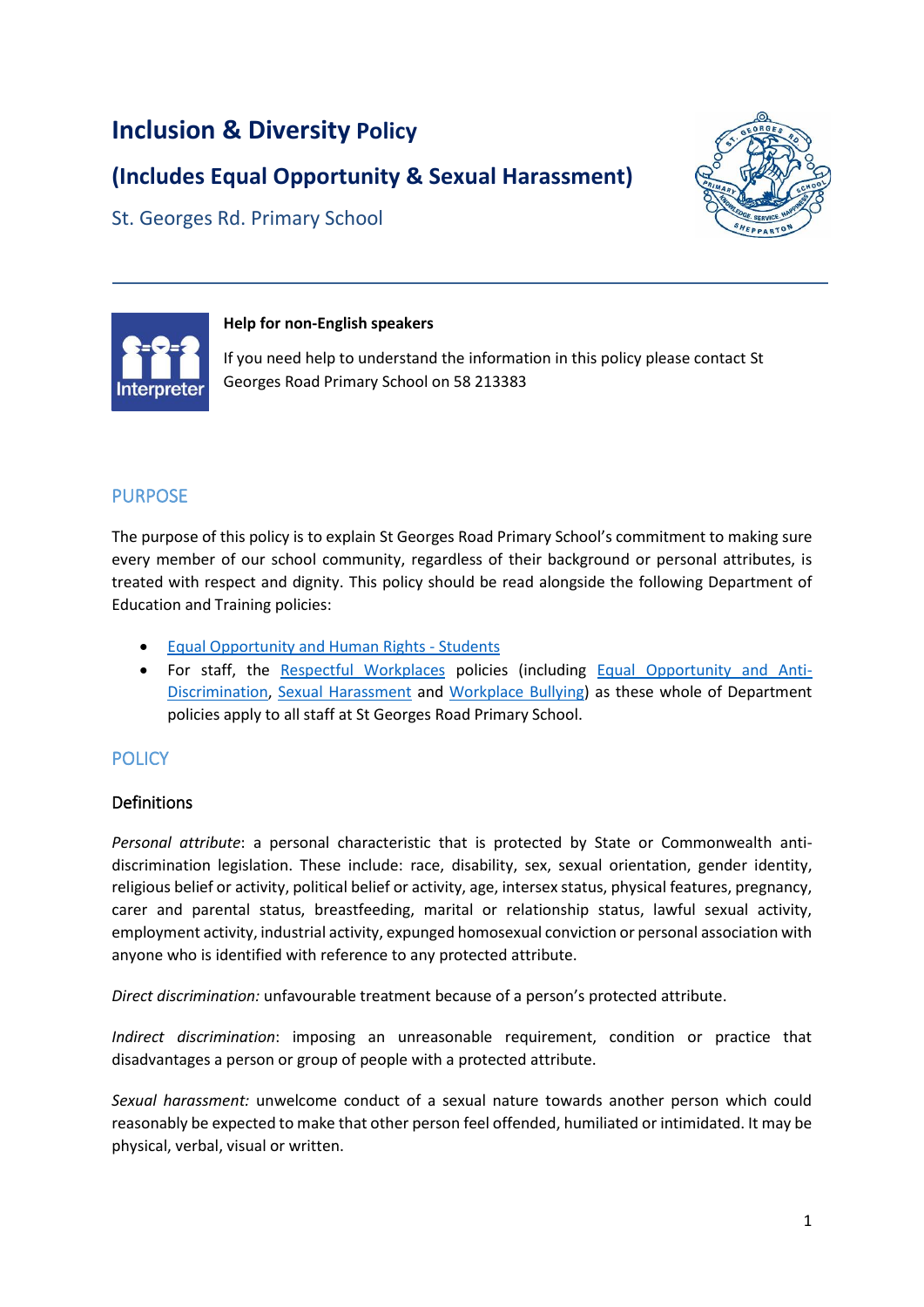# Inclusion & Diversity Policy

## (Includes Equal Opportunity & Sexual Harassment)

St. Georges Rd. Primary School

**Help for non-English speakers**

If you need help to understand the information in this policy please contact St Georges Road Primary School on 58 213383

## PURPOSE

The purpose of this policy is to explain St Georges Road Primary School's commitment to making sure every member of our school community, regardless of their background or personal attributes, is treated with respect and dignity. This policy should be read alongside the following Department of Education and Training policies:

- Equal Opportunity and Human Rights - Students
- For staff, the Respectful Workplaces policies (including Equal Opportunity and Anti-Discrimination, Sexual Harassment and Workplace Bullying) as these whole of Department policies apply to all staff at St Georges Road Primary School.

## POLICY

### Definitions

*Personal attribute*: a personal characteristic that is protected by State or Commonwealth anti-discrimination legislation. These include: race, disability, sex, sexual orientation, gender identity, religious belief or activity, political belief or activity, age, intersex status, physical features, pregnancy, carer and parental status, breastfeeding, marital or relationship status, lawful sexual activity, employment activity, industrial activity, expunged homosexual conviction or personal association with anyone who is identified with reference to any protected attribute.

*Direct discrimination:* unfavourable treatment because of a person's protected attribute.

*Indirect discrimination*: imposing an unreasonable requirement, condition or practice that disadvantages a person or group of people with a protected attribute.

*Sexual harassment:* unwelcome conduct of a sexual nature towards another person which could reasonably be expected to make that other person feel offended, humiliated or intimidated. It may be physical, verbal, visual or written.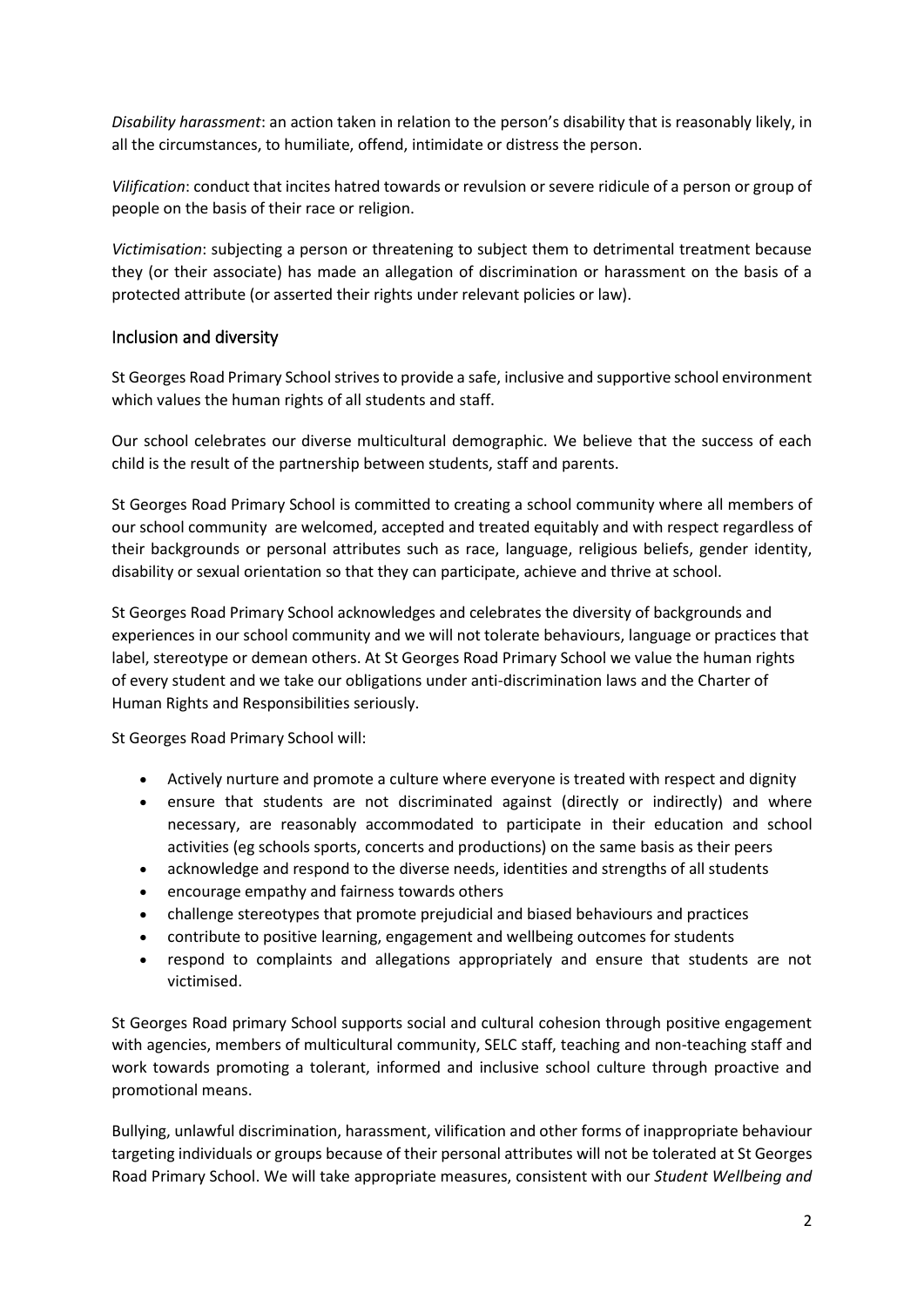*Disability harassment*: an action taken in relation to the person's disability that is reasonably likely, in all the circumstances, to humiliate, offend, intimidate or distress the person.

*Vilification*: conduct that incites hatred towards or revulsion or severe ridicule of a person or group of people on the basis of their race or religion.

*Victimisation*: subjecting a person or threatening to subject them to detrimental treatment because they (or their associate) has made an allegation of discrimination or harassment on the basis of a protected attribute (or asserted their rights under relevant policies or law).

## Inclusion and diversity

St Georges Road Primary School strives to provide a safe, inclusive and supportive school environment which values the human rights of all students and staff.

Our school celebrates our diverse multicultural demographic. We believe that the success of each child is the result of the partnership between students, staff and parents.

St Georges Road Primary School is committed to creating a school community where all members of our school community are welcomed, accepted and treated equitably and with respect regardless of their backgrounds or personal attributes such as race, language, religious beliefs, gender identity, disability or sexual orientation so that they can participate, achieve and thrive at school.

St Georges Road Primary School acknowledges and celebrates the diversity of backgrounds and experiences in our school community and we will not tolerate behaviours, language or practices that label, stereotype or demean others. At St Georges Road Primary School we value the human rights of every student and we take our obligations under anti-discrimination laws and the Charter of Human Rights and Responsibilities seriously.

St Georges Road Primary School will:

- Actively nurture and promote a culture where everyone is treated with respect and dignity
- ensure that students are not discriminated against (directly or indirectly) and where necessary, are reasonably accommodated to participate in their education and school activities (eg schools sports, concerts and productions) on the same basis as their peers
- acknowledge and respond to the diverse needs, identities and strengths of all students
- encourage empathy and fairness towards others
- challenge stereotypes that promote prejudicial and biased behaviours and practices
- contribute to positive learning, engagement and wellbeing outcomes for students
- respond to complaints and allegations appropriately and ensure that students are not victimised.

St Georges Road primary School supports social and cultural cohesion through positive engagement with agencies, members of multicultural community, SELC staff, teaching and non-teaching staff and work towards promoting a tolerant, informed and inclusive school culture through proactive and promotional means.

Bullying, unlawful discrimination, harassment, vilification and other forms of inappropriate behaviour targeting individuals or groups because of their personal attributes will not be tolerated at St Georges Road Primary School. We will take appropriate measures, consistent with our *Student Wellbeing and*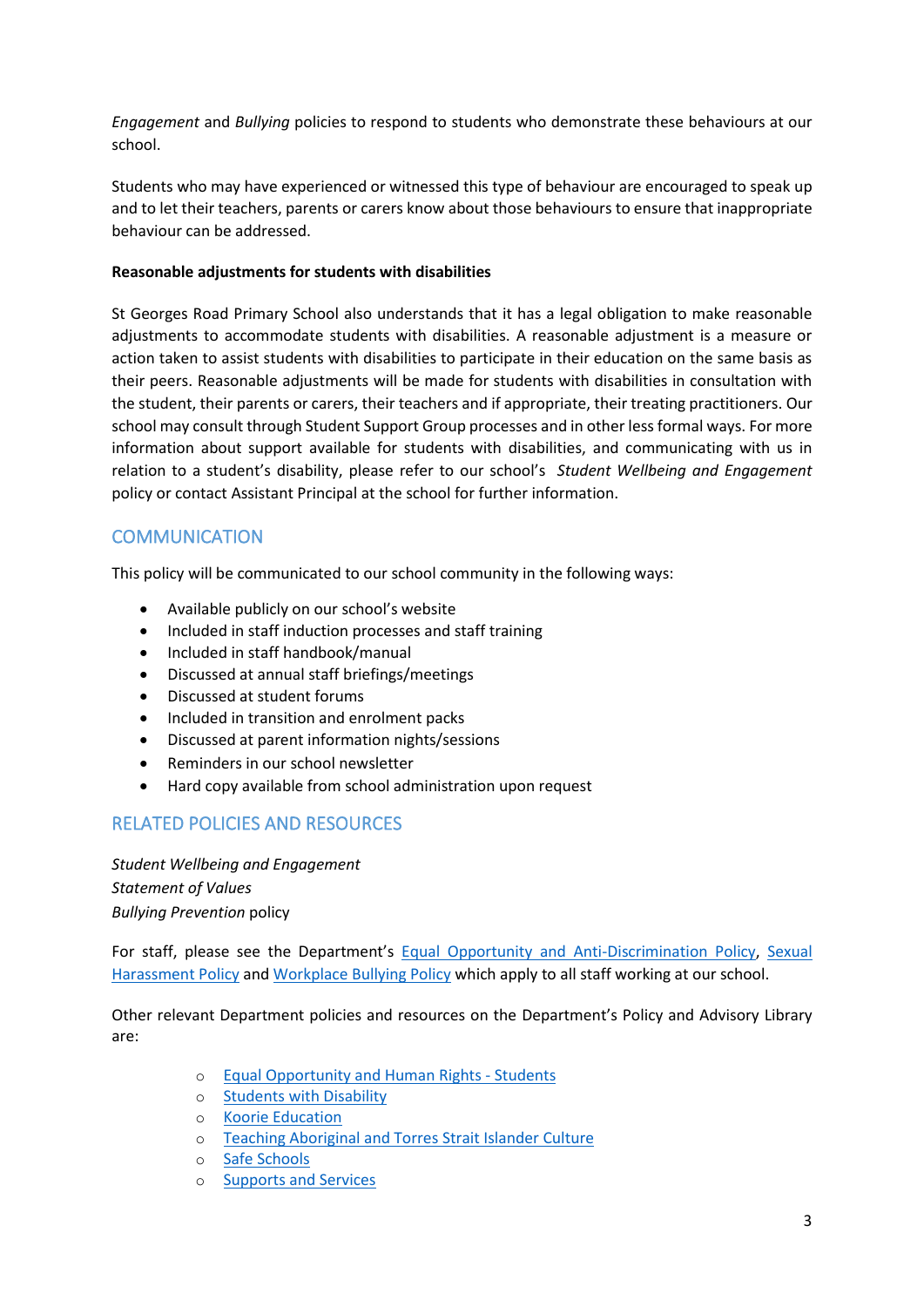*Engagement* and *Bullying* policies to respond to students who demonstrate these behaviours at our school.

Students who may have experienced or witnessed this type of behaviour are encouraged to speak up and to let their teachers, parents or carers know about those behaviours to ensure that inappropriate behaviour can be addressed.

**Reasonable adjustments for students with disabilities**

St Georges Road Primary School also understands that it has a legal obligation to make reasonable adjustments to accommodate students with disabilities. A reasonable adjustment is a measure or action taken to assist students with disabilities to participate in their education on the same basis as their peers. Reasonable adjustments will be made for students with disabilities in consultation with the student, their parents or carers, their teachers and if appropriate, their treating practitioners. Our school may consult through Student Support Group processes and in other less formal ways. For more information about support available for students with disabilities, and communicating with us in relation to a student's disability, please refer to our school's *Student Wellbeing and Engagement* policy or contact Assistant Principal at the school for further information.

## COMMUNICATION

This policy will be communicated to our school community in the following ways:

- Available publicly on our school's website
- Included in staff induction processes and staff training
- Included in staff handbook/manual
- Discussed at annual staff briefings/meetings
- Discussed at student forums
- Included in transition and enrolment packs
- Discussed at parent information nights/sessions
- Reminders in our school newsletter
- Hard copy available from school administration upon request

## RELATED POLICIES AND RESOURCES

*Student Wellbeing and Engagement*
*Statement of Values*
*Bullying Prevention* policy

For staff, please see the Department's Equal Opportunity and Anti-Discrimination Policy, Sexual Harassment Policy and Workplace Bullying Policy which apply to all staff working at our school.

Other relevant Department policies and resources on the Department's Policy and Advisory Library are:

- Equal Opportunity and Human Rights - Students
- Students with Disability
- Koorie Education
- Teaching Aboriginal and Torres Strait Islander Culture
- Safe Schools
- Supports and Services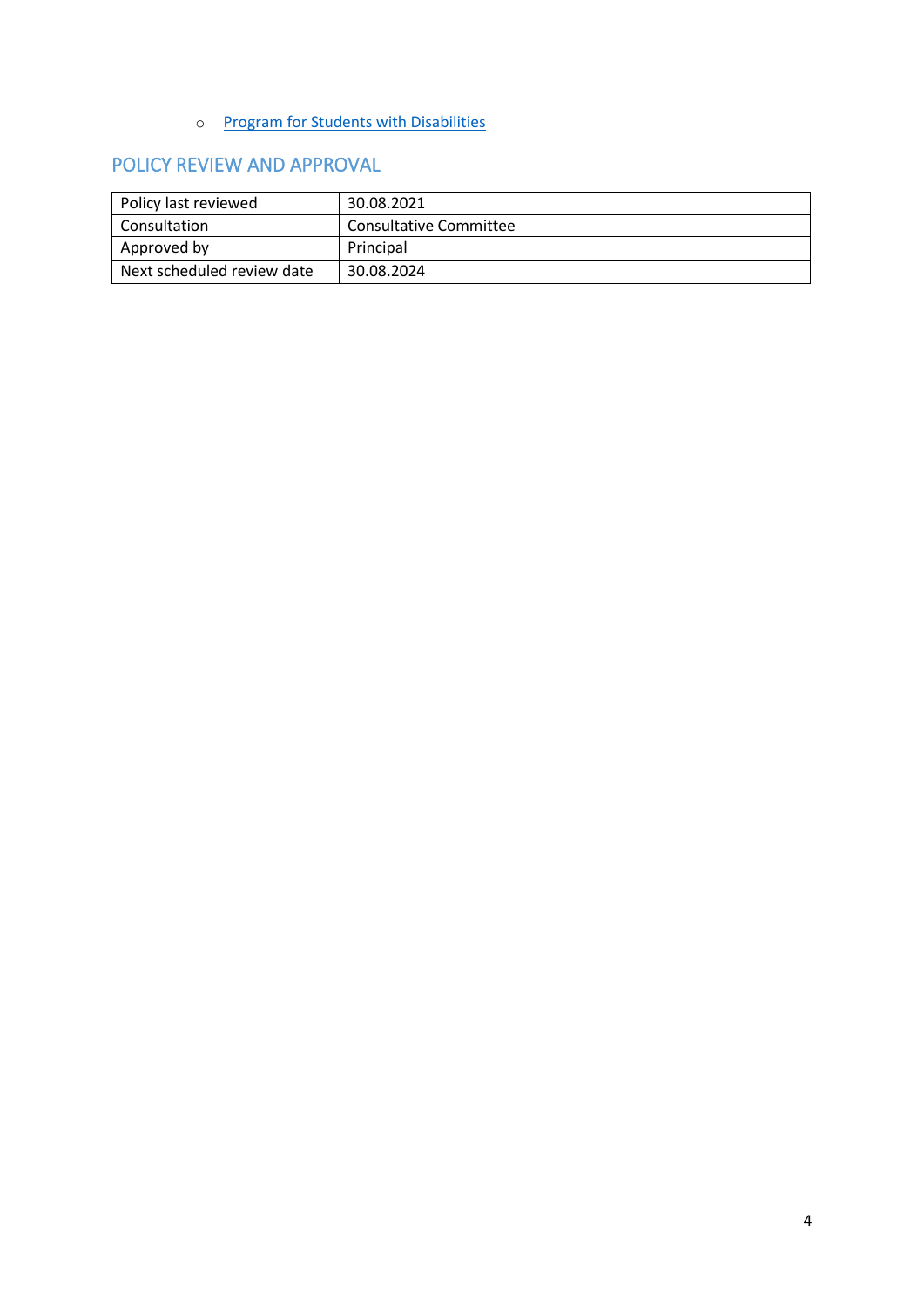- Program for Students with Disabilities

## POLICY REVIEW AND APPROVAL

| | |
|---|---|
| Policy last reviewed | 30.08.2021 |
| Consultation | Consultative Committee |
| Approved by | Principal |
| Next scheduled review date | 30.08.2024 |